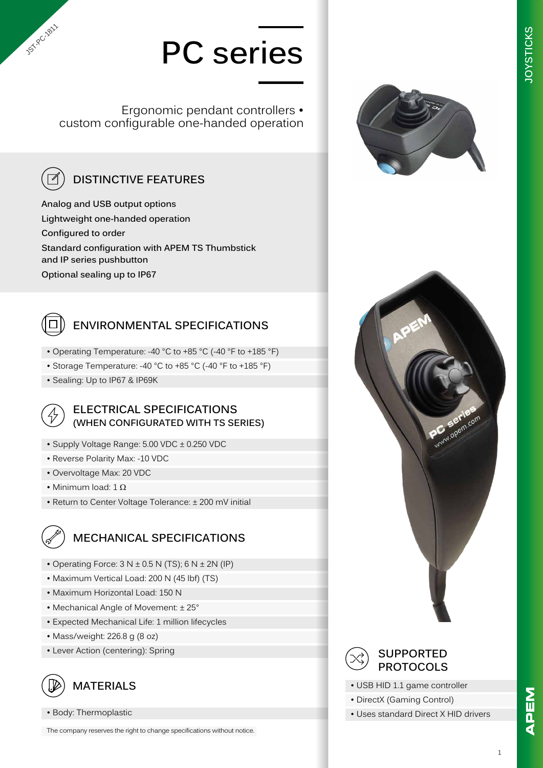# PC series

Ergonomic pendant controllers • custom configurable one-handed operation

## DISTINCTIVE FEATURES

**Analog and USB output options**

**Lightweight one-handed operation**

**Configured to order**

**Standard configuration with APEM TS Thumbstick and IP series pushbutton**

**Optional sealing up to IP67**

## ENVIRONMENTAL SPECIFICATIONS

- Operating Temperature: -40 °C to +85 °C (-40 °F to +185 °F)
- Storage Temperature: -40 °C to +85 °C (-40 °F to +185 °F)
- Sealing: Up to IP67 & IP69K

## ELECTRICAL SPECIFICATIONS (WHEN CONFIGURATED WITH TS SERIES)

- Supply Voltage Range: 5.00 VDC ± 0.250 VDC
- Reverse Polarity Max: -10 VDC
- Overvoltage Max: 20 VDC
- Minimum load: 1 Ω
- Return to Center Voltage Tolerance: ± 200 mV initial

## MECHANICAL SPECIFICATIONS

- Operating Force: 3 N ± 0.5 N (TS); 6 N ± 2N (IP)
- Maximum Vertical Load: 200 N (45 lbf) (TS)
- Maximum Horizontal Load: 150 N
- Mechanical Angle of Movement: ± 25°
- Expected Mechanical Life: 1 million lifecycles
- Mass/weight: 226.8 g (8 oz)
- Lever Action (centering): Spring

## MATERIALS

- Body: Thermoplastic

The company reserves the right to change specifications without notice.

## SUPPORTED PROTOCOLS

- USB HID 1.1 game controller
- DirectX (Gaming Control)
- Uses standard Direct X HID drivers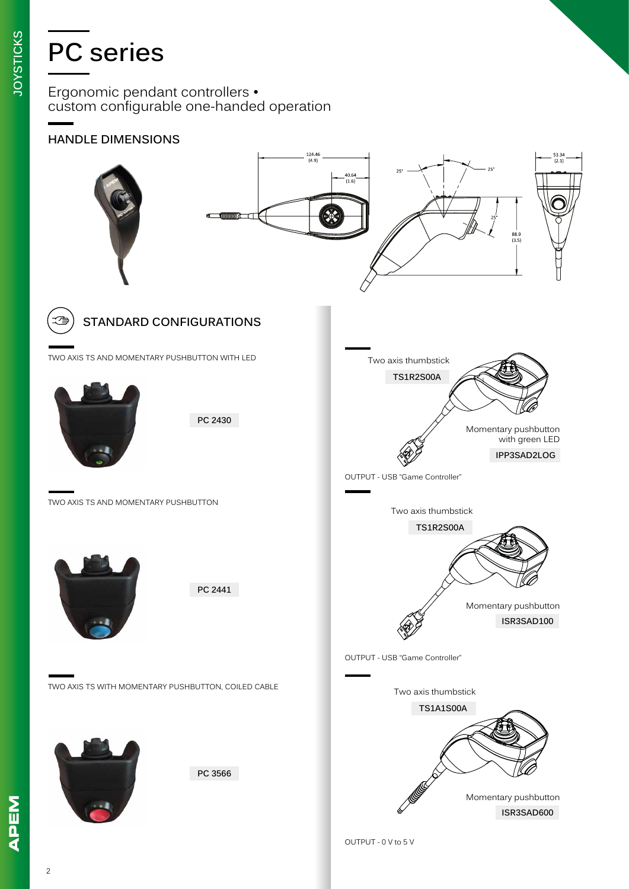# PC series

Ergonomic pendant controllers • custom configurable one-handed operation

## HANDLE DIMENSIONS

124.46
(4.9)

40.64
(1.6)

25°

25°

25°

88.9
(3.5)

53.34
(2.1)

## STANDARD CONFIGURATIONS

TWO AXIS TS AND MOMENTARY PUSHBUTTON WITH LED

PC 2430

Two axis thumbstick

TS1R2S00A

Momentary pushbutton with green LED

IPP3SAD2LOG

OUTPUT - USB "Game Controller"

TWO AXIS TS AND MOMENTARY PUSHBUTTON

PC 2441

Two axis thumbstick

TS1R2S00A

Momentary pushbutton

ISR3SAD100

OUTPUT - USB "Game Controller"

TWO AXIS TS WITH MOMENTARY PUSHBUTTON, COILED CABLE

PC 3566

Two axis thumbstick

TS1A1S00A

Momentary pushbutton

ISR3SAD600

OUTPUT - 0 V to 5 V